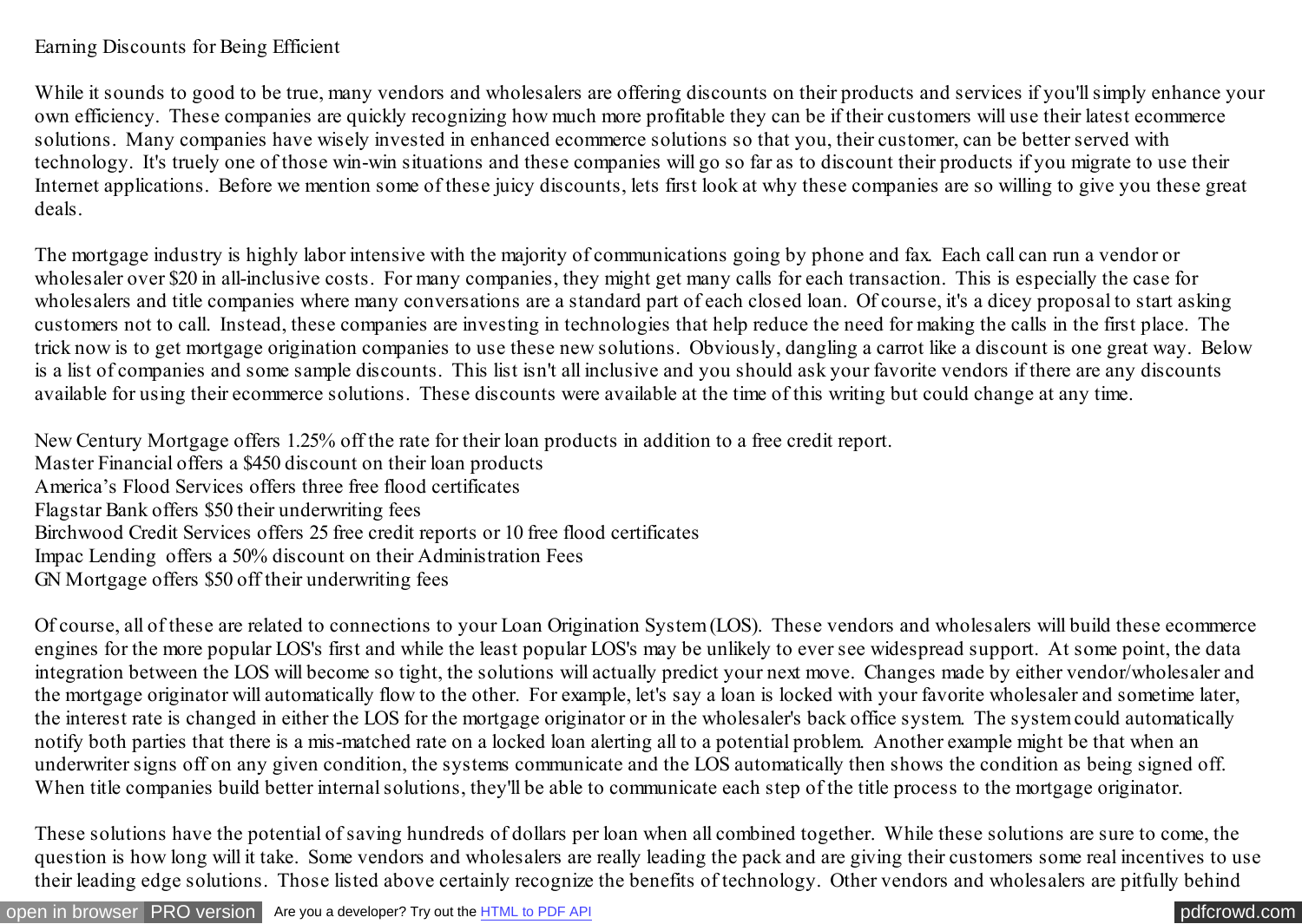# Earning Discounts for Being Efficient

While it sounds to good to be true, many vendors and wholesalers are offering discounts on their products and services if you'll simply enhance your own efficiency. These companies are quickly recognizing how much more profitable they can be if their customers will use their latest ecommerce solutions. Many companies have wisely invested in enhanced ecommerce solutions so that you, their customer, can be better served with technology. It's truely one of those win-win situations and these companies will go so far as to discount their products if you migrate to use their Internet applications. Before we mention some of these juicy discounts, lets first look at why these companies are so willing to give you these great deals.

The mortgage industry is highly labor intensive with the majority of communications going by phone and fax. Each call can run a vendor or wholesaler over $20 in all-inclusive costs. For many companies, they might get many calls for each transaction. This is especially the case for wholesalers and title companies where many conversations are a standard part of each closed loan. Of course, it's a dicey proposal to start asking customers not to call. Instead, these companies are investing in technologies that help reduce the need for making the calls in the first place. The trick now is to get mortgage origination companies to use these new solutions. Obviously, dangling a carrot like a discount is one great way. Below is a list of companies and some sample discounts. This list isn't all inclusive and you should ask your favorite vendors if there are any discounts available for using their ecommerce solutions. These discounts were available at the time of this writing but could change at any time.

New Century Mortgage offers 1.25% off the rate for their loan products in addition to a free credit report.
Master Financial offers a $450 discount on their loan products
America's Flood Services offers three free flood certificates
Flagstar Bank offers $50 their underwriting fees
Birchwood Credit Services offers 25 free credit reports or 10 free flood certificates
Impac Lending offers a 50% discount on their Administration Fees
GN Mortgage offers $50 off their underwriting fees

Of course, all of these are related to connections to your Loan Origination System (LOS). These vendors and wholesalers will build these ecommerce engines for the more popular LOS's first and while the least popular LOS's may be unlikely to ever see widespread support. At some point, the data integration between the LOS will become so tight, the solutions will actually predict your next move. Changes made by either vendor/wholesaler and the mortgage originator will automatically flow to the other. For example, let's say a loan is locked with your favorite wholesaler and sometime later, the interest rate is changed in either the LOS for the mortgage originator or in the wholesaler's back office system. The system could automatically notify both parties that there is a mis-matched rate on a locked loan alerting all to a potential problem. Another example might be that when an underwriter signs off on any given condition, the systems communicate and the LOS automatically then shows the condition as being signed off. When title companies build better internal solutions, they'll be able to communicate each step of the title process to the mortgage originator.

These solutions have the potential of saving hundreds of dollars per loan when all combined together. While these solutions are sure to come, the question is how long will it take. Some vendors and wholesalers are really leading the pack and are giving their customers some real incentives to use their leading edge solutions. Those listed above certainly recognize the benefits of technology. Other vendors and wholesalers are pitfully behind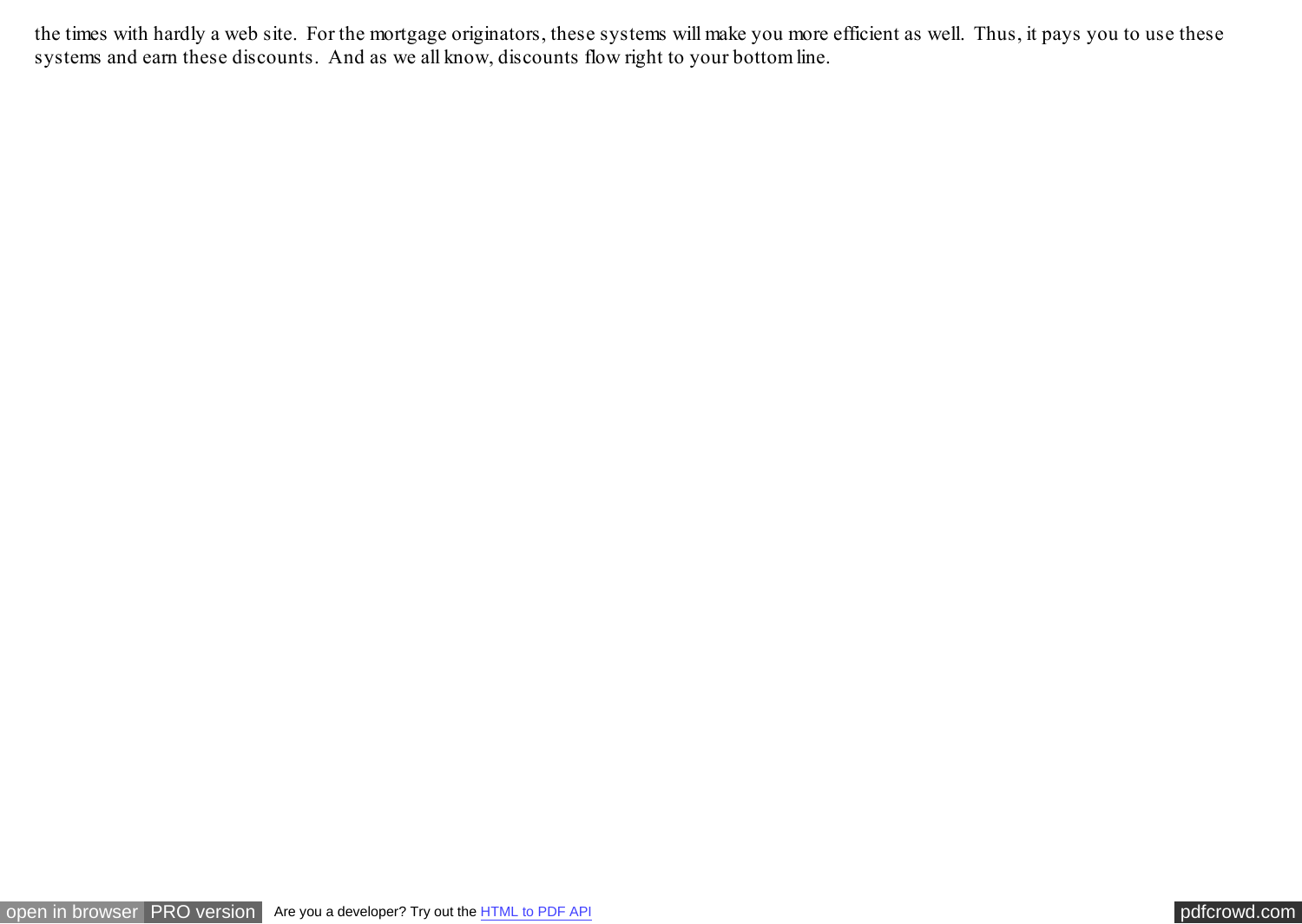the times with hardly a web site. For the mortgage originators, these systems will make you more efficient as well. Thus, it pays you to use these systems and earn these discounts. And as we all know, discounts flow right to your bottom line.